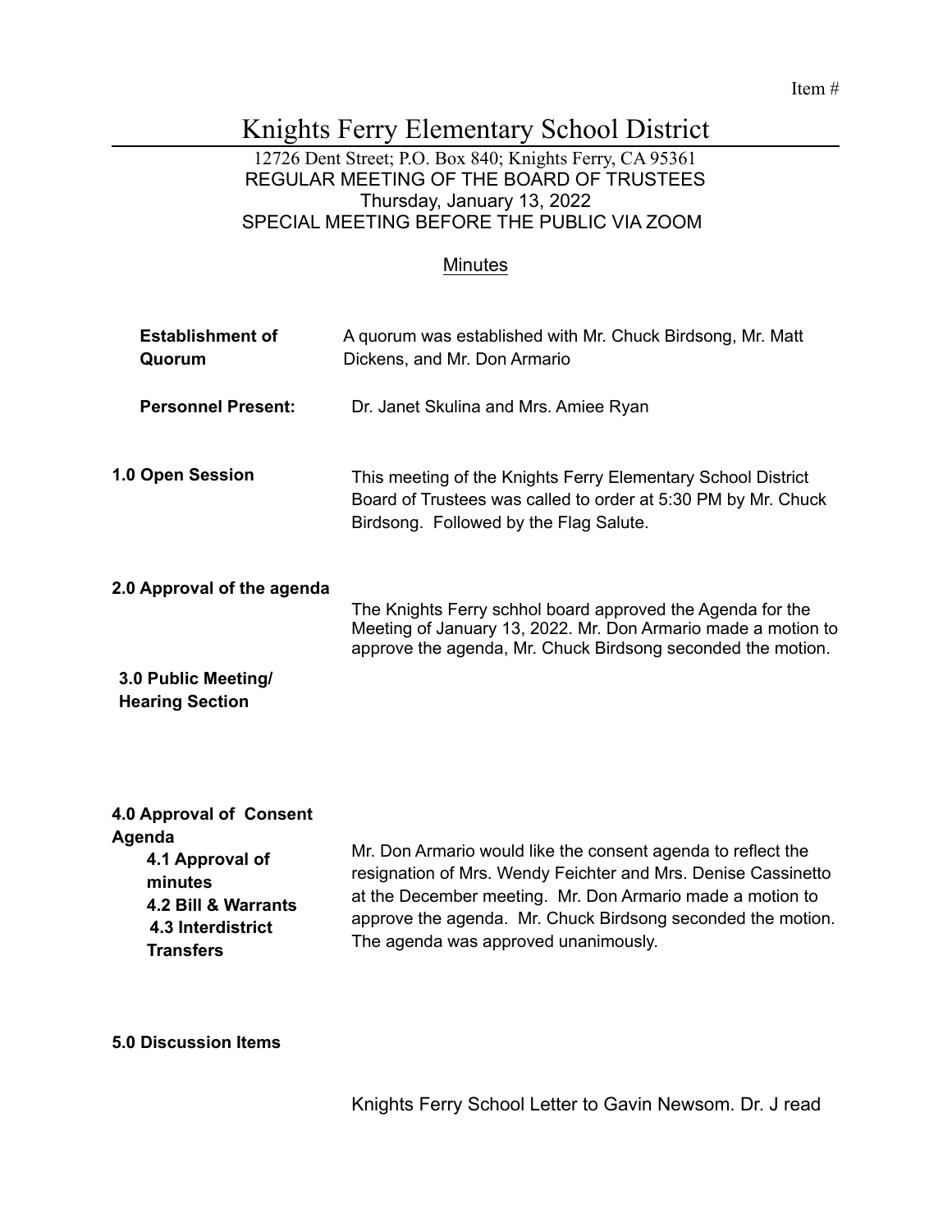Item #

# Knights Ferry Elementary School District

12726 Dent Street; P.O. Box 840; Knights Ferry, CA 95361
REGULAR MEETING OF THE BOARD OF TRUSTEES
Thursday, January 13, 2022
SPECIAL MEETING BEFORE THE PUBLIC VIA ZOOM

Minutes

**Establishment of Quorum**

A quorum was established with Mr. Chuck Birdsong, Mr. Matt Dickens, and Mr. Don Armario

**Personnel Present:**

Dr. Janet Skulina and Mrs. Amiee Ryan

**1.0 Open Session**

This meeting of the Knights Ferry Elementary School District Board of Trustees was called to order at 5:30 PM by Mr. Chuck Birdsong. Followed by the Flag Salute.

**2.0 Approval of the agenda**

The Knights Ferry schhol board approved the Agenda for the Meeting of January 13, 2022. Mr. Don Armario made a motion to approve the agenda, Mr. Chuck Birdsong seconded the motion.

**3.0 Public Meeting/ Hearing Section**

**4.0 Approval of Consent Agenda**

- **4.1 Approval of minutes**
- **4.2 Bill & Warrants**
- **4.3 Interdistrict Transfers**

Mr. Don Armario would like the consent agenda to reflect the resignation of Mrs. Wendy Feichter and Mrs. Denise Cassinetto at the December meeting. Mr. Don Armario made a motion to approve the agenda. Mr. Chuck Birdsong seconded the motion. The agenda was approved unanimously.

**5.0 Discussion Items**

Knights Ferry School Letter to Gavin Newsom. Dr. J read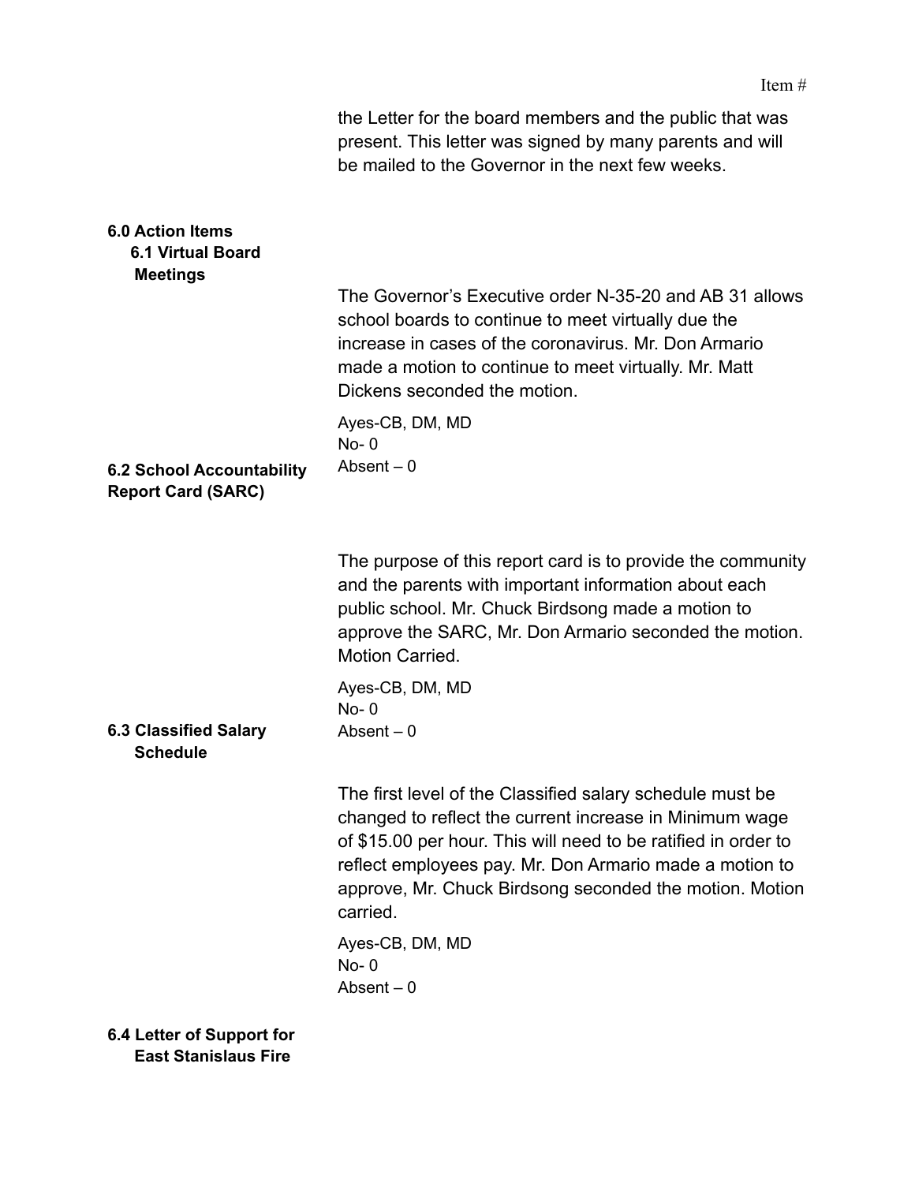the Letter for the board members and the public that was present. This letter was signed by many parents and will be mailed to the Governor in the next few weeks.

**6.0 Action Items**

**6.1 Virtual Board Meetings**

The Governor's Executive order N-35-20 and AB 31 allows school boards to continue to meet virtually due the increase in cases of the coronavirus. Mr. Don Armario made a motion to continue to meet virtually. Mr. Matt Dickens seconded the motion.

Ayes-CB, DM, MD
No- 0
Absent – 0

**6.2 School Accountability Report Card (SARC)**

The purpose of this report card is to provide the community and the parents with important information about each public school. Mr. Chuck Birdsong made a motion to approve the SARC, Mr. Don Armario seconded the motion. Motion Carried.

Ayes-CB, DM, MD
No- 0
Absent – 0

**6.3 Classified Salary Schedule**

The first level of the Classified salary schedule must be changed to reflect the current increase in Minimum wage of $15.00 per hour. This will need to be ratified in order to reflect employees pay. Mr. Don Armario made a motion to approve, Mr. Chuck Birdsong seconded the motion. Motion carried.

Ayes-CB, DM, MD
No- 0
Absent – 0

**6.4 Letter of Support for East Stanislaus Fire**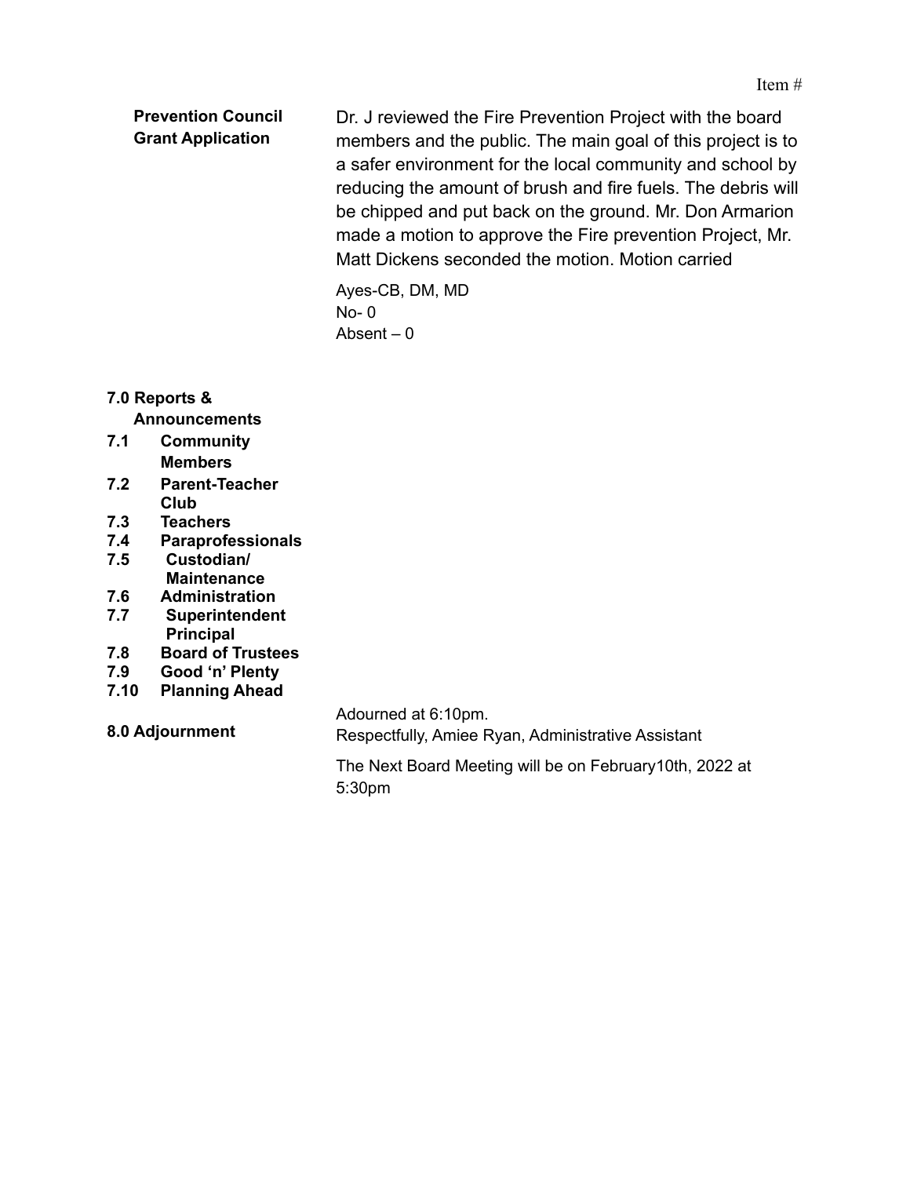Item #

**Prevention Council Grant Application**

Dr. J reviewed the Fire Prevention Project with the board members and the public. The main goal of this project is to a safer environment for the local community and school by reducing the amount of brush and fire fuels. The debris will be chipped and put back on the ground. Mr. Don Armarion made a motion to approve the Fire prevention Project, Mr. Matt Dickens seconded the motion. Motion carried

Ayes-CB, DM, MD
No- 0
Absent – 0

**7.0 Reports & Announcements**

- **7.1 Community Members**
- **7.2 Parent-Teacher Club**
- **7.3 Teachers**
- **7.4 Paraprofessionals**
- **7.5 Custodian/ Maintenance**
- **7.6 Administration**
- **7.7 Superintendent Principal**
- **7.8 Board of Trustees**
- **7.9 Good 'n' Plenty**
- **7.10 Planning Ahead**

**8.0 Adjournment**

Adourned at 6:10pm.
Respectfully, Amiee Ryan, Administrative Assistant

The Next Board Meeting will be on February10th, 2022 at 5:30pm